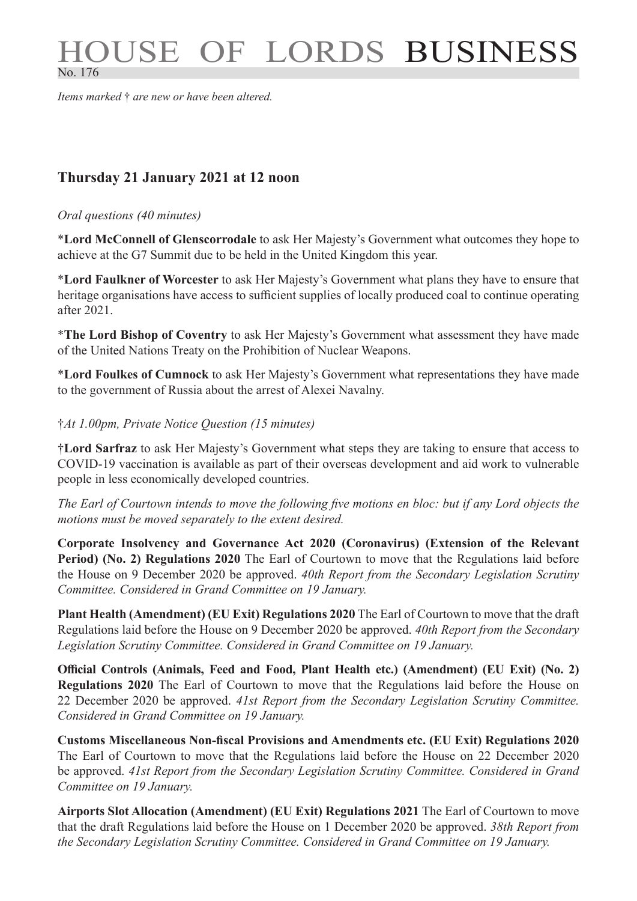# HOUSE OF LORDS BUSINESS

No. 176

*Items marked † are new or have been altered.*

## Thursday 21 January 2021 at 12 noon

*Oral questions (40 minutes)*

\***Lord McConnell of Glenscorrodale** to ask Her Majesty's Government what outcomes they hope to achieve at the G7 Summit due to be held in the United Kingdom this year.

\***Lord Faulkner of Worcester** to ask Her Majesty's Government what plans they have to ensure that heritage organisations have access to sufficient supplies of locally produced coal to continue operating after 2021.

\***The Lord Bishop of Coventry** to ask Her Majesty's Government what assessment they have made of the United Nations Treaty on the Prohibition of Nuclear Weapons.

\***Lord Foulkes of Cumnock** to ask Her Majesty's Government what representations they have made to the government of Russia about the arrest of Alexei Navalny.

†*At 1.00pm, Private Notice Question (15 minutes)*

†**Lord Sarfraz** to ask Her Majesty's Government what steps they are taking to ensure that access to COVID-19 vaccination is available as part of their overseas development and aid work to vulnerable people in less economically developed countries.

*The Earl of Courtown intends to move the following five motions en bloc: but if any Lord objects the motions must be moved separately to the extent desired.*

**Corporate Insolvency and Governance Act 2020 (Coronavirus) (Extension of the Relevant Period) (No. 2) Regulations 2020** The Earl of Courtown to move that the Regulations laid before the House on 9 December 2020 be approved. *40th Report from the Secondary Legislation Scrutiny Committee. Considered in Grand Committee on 19 January.*

**Plant Health (Amendment) (EU Exit) Regulations 2020** The Earl of Courtown to move that the draft Regulations laid before the House on 9 December 2020 be approved. *40th Report from the Secondary Legislation Scrutiny Committee. Considered in Grand Committee on 19 January.*

**Official Controls (Animals, Feed and Food, Plant Health etc.) (Amendment) (EU Exit) (No. 2) Regulations 2020** The Earl of Courtown to move that the Regulations laid before the House on 22 December 2020 be approved. *41st Report from the Secondary Legislation Scrutiny Committee. Considered in Grand Committee on 19 January.*

**Customs Miscellaneous Non-fiscal Provisions and Amendments etc. (EU Exit) Regulations 2020** The Earl of Courtown to move that the Regulations laid before the House on 22 December 2020 be approved. *41st Report from the Secondary Legislation Scrutiny Committee. Considered in Grand Committee on 19 January.*

**Airports Slot Allocation (Amendment) (EU Exit) Regulations 2021** The Earl of Courtown to move that the draft Regulations laid before the House on 1 December 2020 be approved. *38th Report from the Secondary Legislation Scrutiny Committee. Considered in Grand Committee on 19 January.*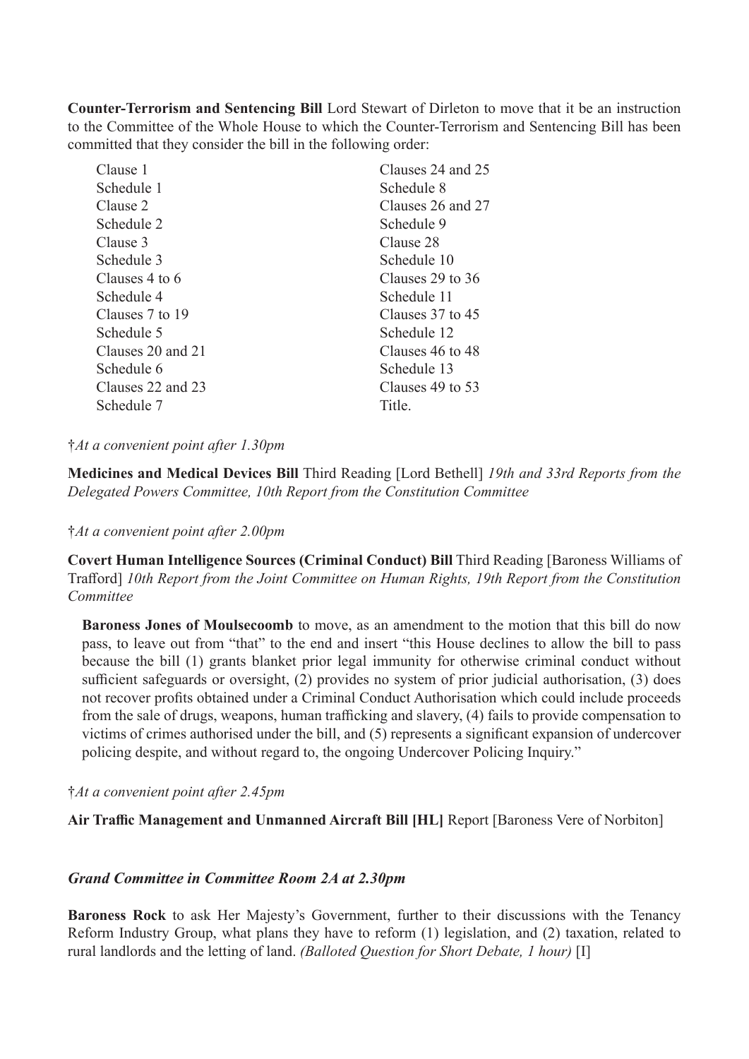**Counter-Terrorism and Sentencing Bill** Lord Stewart of Dirleton to move that it be an instruction to the Committee of the Whole House to which the Counter-Terrorism and Sentencing Bill has been committed that they consider the bill in the following order:

Clause 1
Schedule 1
Clause 2
Schedule 2
Clause 3
Schedule 3
Clauses 4 to 6
Schedule 4
Clauses 7 to 19
Schedule 5
Clauses 20 and 21
Schedule 6
Clauses 22 and 23
Schedule 7
Clauses 24 and 25
Schedule 8
Clauses 26 and 27
Schedule 9
Clause 28
Schedule 10
Clauses 29 to 36
Schedule 11
Clauses 37 to 45
Schedule 12
Clauses 46 to 48
Schedule 13
Clauses 49 to 53
Title.

†*At a convenient point after 1.30pm*

**Medicines and Medical Devices Bill** Third Reading [Lord Bethell] *19th and 33rd Reports from the Delegated Powers Committee, 10th Report from the Constitution Committee*

†*At a convenient point after 2.00pm*

**Covert Human Intelligence Sources (Criminal Conduct) Bill** Third Reading [Baroness Williams of Trafford] *10th Report from the Joint Committee on Human Rights, 19th Report from the Constitution Committee*

**Baroness Jones of Moulsecoomb** to move, as an amendment to the motion that this bill do now pass, to leave out from "that" to the end and insert "this House declines to allow the bill to pass because the bill (1) grants blanket prior legal immunity for otherwise criminal conduct without sufficient safeguards or oversight, (2) provides no system of prior judicial authorisation, (3) does not recover profits obtained under a Criminal Conduct Authorisation which could include proceeds from the sale of drugs, weapons, human trafficking and slavery, (4) fails to provide compensation to victims of crimes authorised under the bill, and (5) represents a significant expansion of undercover policing despite, and without regard to, the ongoing Undercover Policing Inquiry."

†*At a convenient point after 2.45pm*

**Air Traffic Management and Unmanned Aircraft Bill [HL]** Report [Baroness Vere of Norbiton]

## *Grand Committee in Committee Room 2A at 2.30pm*

**Baroness Rock** to ask Her Majesty's Government, further to their discussions with the Tenancy Reform Industry Group, what plans they have to reform (1) legislation, and (2) taxation, related to rural landlords and the letting of land. *(Balloted Question for Short Debate, 1 hour)* [I]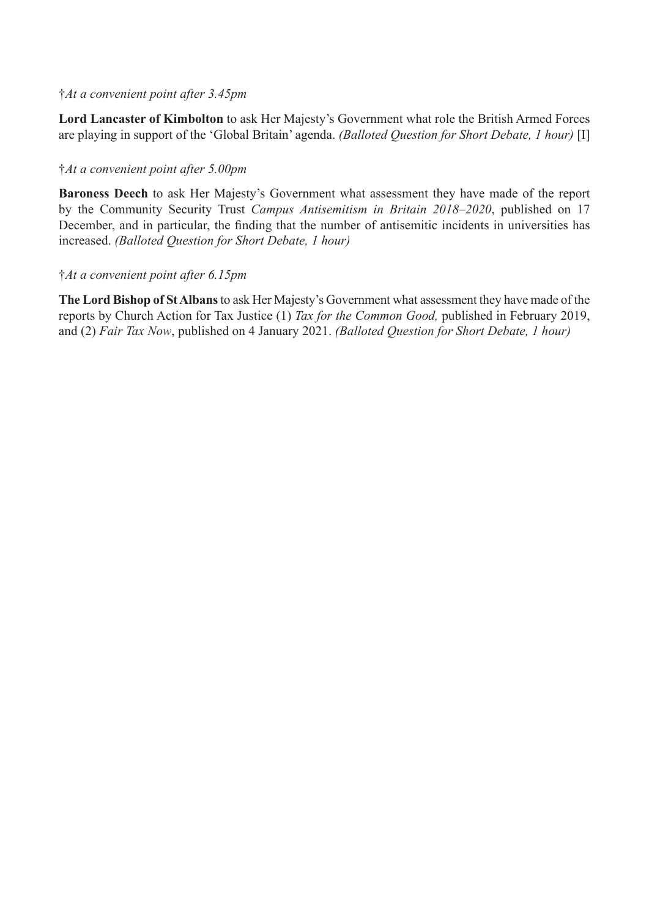†*At a convenient point after 3.45pm*

**Lord Lancaster of Kimbolton** to ask Her Majesty's Government what role the British Armed Forces are playing in support of the 'Global Britain' agenda. *(Balloted Question for Short Debate, 1 hour)* [I]

†*At a convenient point after 5.00pm*

**Baroness Deech** to ask Her Majesty's Government what assessment they have made of the report by the Community Security Trust *Campus Antisemitism in Britain 2018–2020*, published on 17 December, and in particular, the finding that the number of antisemitic incidents in universities has increased. *(Balloted Question for Short Debate, 1 hour)*

†*At a convenient point after 6.15pm*

**The Lord Bishop of St Albans** to ask Her Majesty's Government what assessment they have made of the reports by Church Action for Tax Justice (1) *Tax for the Common Good,* published in February 2019, and (2) *Fair Tax Now*, published on 4 January 2021. *(Balloted Question for Short Debate, 1 hour)*